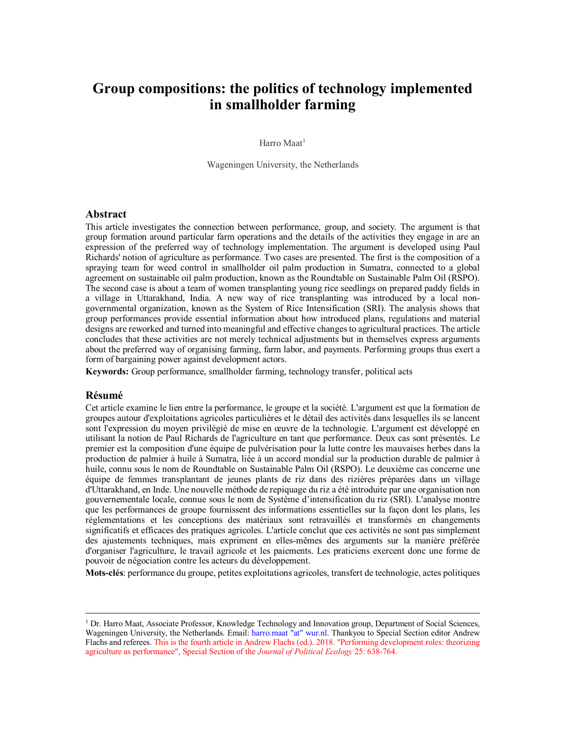# Group compositions: the politics of technology implemented in smallholder farming

Harro Maat[1]

Wageningen University, the Netherlands

## Abstract

This article investigates the connection between performance, group, and society. The argument is that group formation around particular farm operations and the details of the activities they engage in are an expression of the preferred way of technology implementation. The argument is developed using Paul Richards' notion of agriculture as performance. Two cases are presented. The first is the composition of a spraying team for weed control in smallholder oil palm production in Sumatra, connected to a global agreement on sustainable oil palm production, known as the Roundtable on Sustainable Palm Oil (RSPO). The second case is about a team of women transplanting young rice seedlings on prepared paddy fields in a village in Uttarakhand, India. A new way of rice transplanting was introduced by a local non-governmental organization, known as the System of Rice Intensification (SRI). The analysis shows that group performances provide essential information about how introduced plans, regulations and material designs are reworked and turned into meaningful and effective changes to agricultural practices. The article concludes that these activities are not merely technical adjustments but in themselves express arguments about the preferred way of organising farming, farm labor, and payments. Performing groups thus exert a form of bargaining power against development actors.

**Keywords:** Group performance, smallholder farming, technology transfer, political acts

## Résumé

Cet article examine le lien entre la performance, le groupe et la société. L'argument est que la formation de groupes autour d'exploitations agricoles particulières et le détail des activités dans lesquelles ils se lancent sont l'expression du moyen privilégié de mise en œuvre de la technologie. L'argument est développé en utilisant la notion de Paul Richards de l'agriculture en tant que performance. Deux cas sont présentés. Le premier est la composition d'une équipe de pulvérisation pour la lutte contre les mauvaises herbes dans la production de palmier à huile à Sumatra, liée à un accord mondial sur la production durable de palmier à huile, connu sous le nom de Roundtable on Sustainable Palm Oil (RSPO). Le deuxième cas concerne une équipe de femmes transplantant de jeunes plants de riz dans des rizières préparées dans un village d'Uttarakhand, en Inde. Une nouvelle méthode de repiquage du riz a été introduite par une organisation non gouvernementale locale, connue sous le nom de Système d'intensification du riz (SRI). L'analyse montre que les performances de groupe fournissent des informations essentielles sur la façon dont les plans, les réglementations et les conceptions des matériaux sont retravaillés et transformés en changements significatifs et efficaces des pratiques agricoles. L'article conclut que ces activités ne sont pas simplement des ajustements techniques, mais expriment en elles-mêmes des arguments sur la manière préférée d'organiser l'agriculture, le travail agricole et les paiements. Les praticiens exercent donc une forme de pouvoir de négociation contre les acteurs du développement.

**Mots-clés**: performance du groupe, petites exploitations agricoles, transfert de technologie, actes politiques

---

[1] Dr. Harro Maat, Associate Professor, Knowledge Technology and Innovation group, Department of Social Sciences, Wageningen University, the Netherlands. Email: harro.maat "at" wur.nl. Thankyou to Special Section editor Andrew Flachs and referees. This is the fourth article in Andrew Flachs (ed.). 2018. "Performing development roles: theorizing agriculture as performance", Special Section of the *Journal of Political Ecology* 25: 638-764.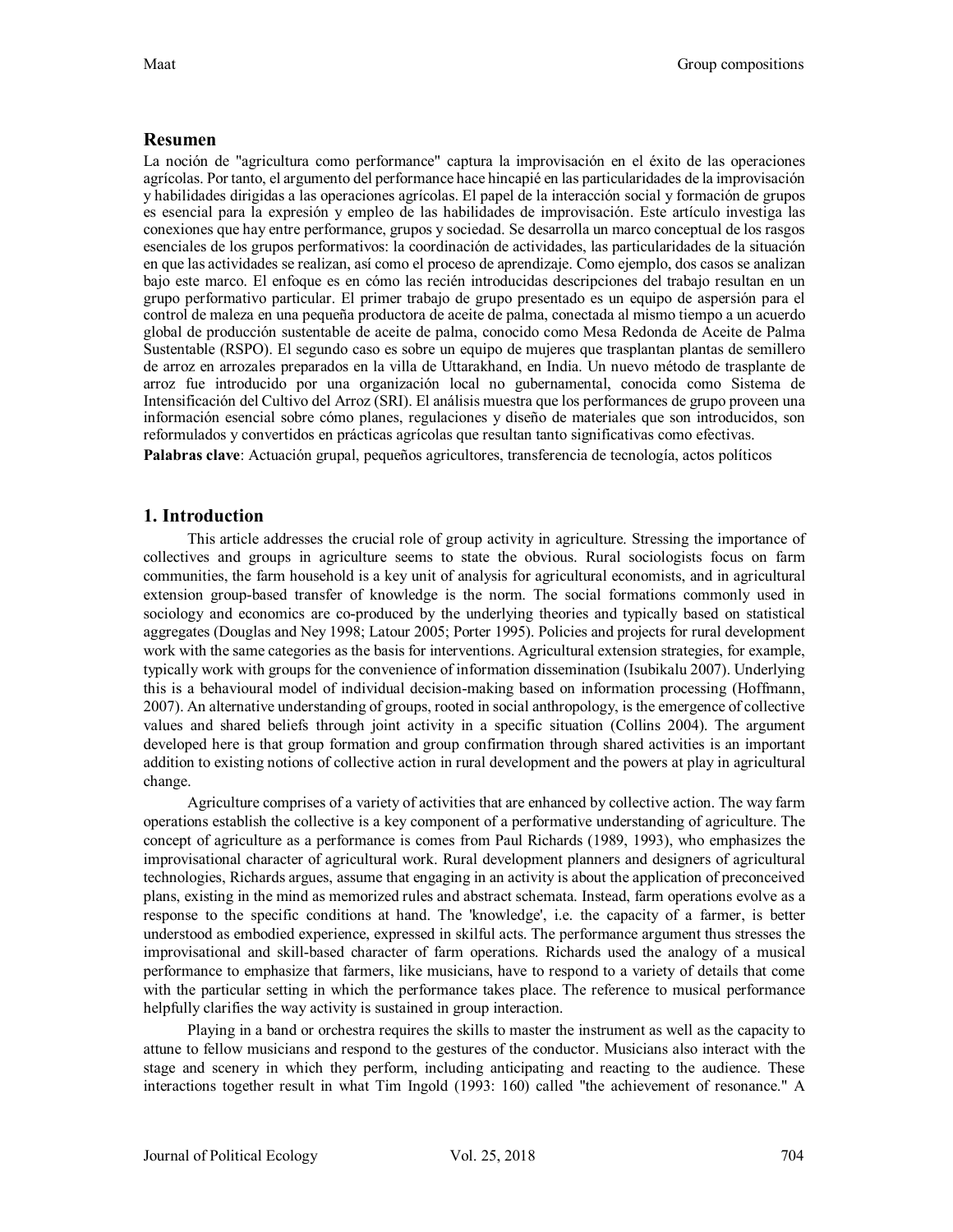## Resumen

La noción de "agricultura como performance" captura la improvisación en el éxito de las operaciones agrícolas. Por tanto, el argumento del performance hace hincapié en las particularidades de la improvisación y habilidades dirigidas a las operaciones agrícolas. El papel de la interacción social y formación de grupos es esencial para la expresión y empleo de las habilidades de improvisación. Este artículo investiga las conexiones que hay entre performance, grupos y sociedad. Se desarrolla un marco conceptual de los rasgos esenciales de los grupos performativos: la coordinación de actividades, las particularidades de la situación en que las actividades se realizan, así como el proceso de aprendizaje. Como ejemplo, dos casos se analizan bajo este marco. El enfoque es en cómo las recién introducidas descripciones del trabajo resultan en un grupo performativo particular. El primer trabajo de grupo presentado es un equipo de aspersión para el control de maleza en una pequeña productora de aceite de palma, conectada al mismo tiempo a un acuerdo global de producción sustentable de aceite de palma, conocido como Mesa Redonda de Aceite de Palma Sustentable (RSPO). El segundo caso es sobre un equipo de mujeres que trasplantan plantas de semillero de arroz en arrozales preparados en la villa de Uttarakhand, en India. Un nuevo método de trasplante de arroz fue introducido por una organización local no gubernamental, conocida como Sistema de Intensificación del Cultivo del Arroz (SRI). El análisis muestra que los performances de grupo proveen una información esencial sobre cómo planes, regulaciones y diseño de materiales que son introducidos, son reformulados y convertidos en prácticas agrícolas que resultan tanto significativas como efectivas.

**Palabras clave**: Actuación grupal, pequeños agricultores, transferencia de tecnología, actos políticos

## 1. Introduction

This article addresses the crucial role of group activity in agriculture. Stressing the importance of collectives and groups in agriculture seems to state the obvious. Rural sociologists focus on farm communities, the farm household is a key unit of analysis for agricultural economists, and in agricultural extension group-based transfer of knowledge is the norm. The social formations commonly used in sociology and economics are co-produced by the underlying theories and typically based on statistical aggregates (Douglas and Ney 1998; Latour 2005; Porter 1995). Policies and projects for rural development work with the same categories as the basis for interventions. Agricultural extension strategies, for example, typically work with groups for the convenience of information dissemination (Isubikalu 2007). Underlying this is a behavioural model of individual decision-making based on information processing (Hoffmann, 2007). An alternative understanding of groups, rooted in social anthropology, is the emergence of collective values and shared beliefs through joint activity in a specific situation (Collins 2004). The argument developed here is that group formation and group confirmation through shared activities is an important addition to existing notions of collective action in rural development and the powers at play in agricultural change.

Agriculture comprises of a variety of activities that are enhanced by collective action. The way farm operations establish the collective is a key component of a performative understanding of agriculture. The concept of agriculture as a performance is comes from Paul Richards (1989, 1993), who emphasizes the improvisational character of agricultural work. Rural development planners and designers of agricultural technologies, Richards argues, assume that engaging in an activity is about the application of preconceived plans, existing in the mind as memorized rules and abstract schemata. Instead, farm operations evolve as a response to the specific conditions at hand. The 'knowledge', i.e. the capacity of a farmer, is better understood as embodied experience, expressed in skilful acts. The performance argument thus stresses the improvisational and skill-based character of farm operations. Richards used the analogy of a musical performance to emphasize that farmers, like musicians, have to respond to a variety of details that come with the particular setting in which the performance takes place. The reference to musical performance helpfully clarifies the way activity is sustained in group interaction.

Playing in a band or orchestra requires the skills to master the instrument as well as the capacity to attune to fellow musicians and respond to the gestures of the conductor. Musicians also interact with the stage and scenery in which they perform, including anticipating and reacting to the audience. These interactions together result in what Tim Ingold (1993: 160) called "the achievement of resonance." A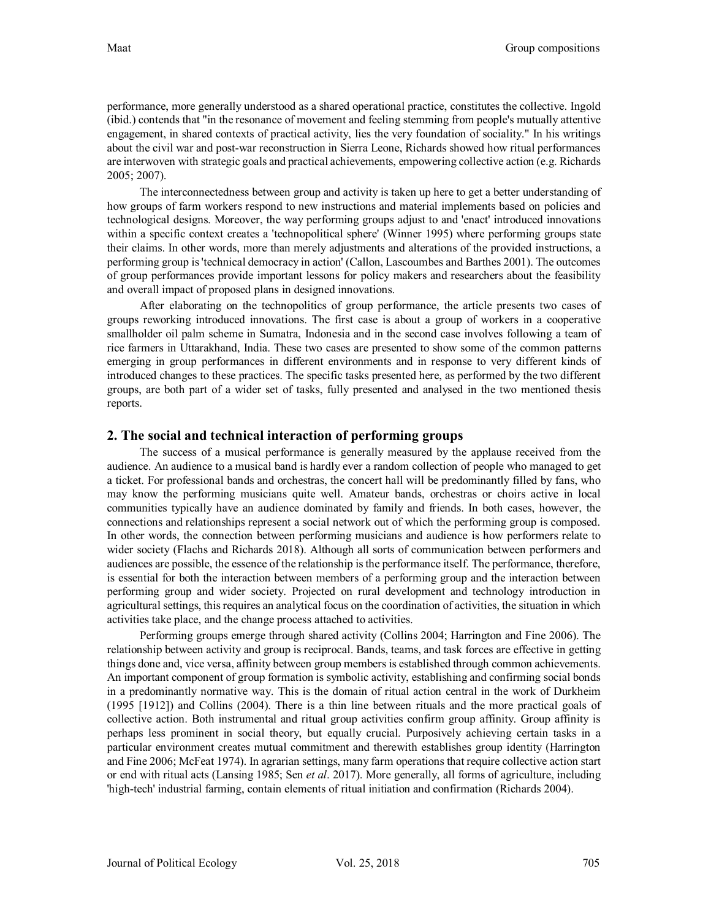performance, more generally understood as a shared operational practice, constitutes the collective. Ingold (ibid.) contends that "in the resonance of movement and feeling stemming from people's mutually attentive engagement, in shared contexts of practical activity, lies the very foundation of sociality." In his writings about the civil war and post-war reconstruction in Sierra Leone, Richards showed how ritual performances are interwoven with strategic goals and practical achievements, empowering collective action (e.g. Richards 2005; 2007).

The interconnectedness between group and activity is taken up here to get a better understanding of how groups of farm workers respond to new instructions and material implements based on policies and technological designs. Moreover, the way performing groups adjust to and 'enact' introduced innovations within a specific context creates a 'technopolitical sphere' (Winner 1995) where performing groups state their claims. In other words, more than merely adjustments and alterations of the provided instructions, a performing group is 'technical democracy in action' (Callon, Lascoumbes and Barthes 2001). The outcomes of group performances provide important lessons for policy makers and researchers about the feasibility and overall impact of proposed plans in designed innovations.

After elaborating on the technopolitics of group performance, the article presents two cases of groups reworking introduced innovations. The first case is about a group of workers in a cooperative smallholder oil palm scheme in Sumatra, Indonesia and in the second case involves following a team of rice farmers in Uttarakhand, India. These two cases are presented to show some of the common patterns emerging in group performances in different environments and in response to very different kinds of introduced changes to these practices. The specific tasks presented here, as performed by the two different groups, are both part of a wider set of tasks, fully presented and analysed in the two mentioned thesis reports.

## 2. The social and technical interaction of performing groups

The success of a musical performance is generally measured by the applause received from the audience. An audience to a musical band is hardly ever a random collection of people who managed to get a ticket. For professional bands and orchestras, the concert hall will be predominantly filled by fans, who may know the performing musicians quite well. Amateur bands, orchestras or choirs active in local communities typically have an audience dominated by family and friends. In both cases, however, the connections and relationships represent a social network out of which the performing group is composed. In other words, the connection between performing musicians and audience is how performers relate to wider society (Flachs and Richards 2018). Although all sorts of communication between performers and audiences are possible, the essence of the relationship is the performance itself. The performance, therefore, is essential for both the interaction between members of a performing group and the interaction between performing group and wider society. Projected on rural development and technology introduction in agricultural settings, this requires an analytical focus on the coordination of activities, the situation in which activities take place, and the change process attached to activities.

Performing groups emerge through shared activity (Collins 2004; Harrington and Fine 2006). The relationship between activity and group is reciprocal. Bands, teams, and task forces are effective in getting things done and, vice versa, affinity between group members is established through common achievements. An important component of group formation is symbolic activity, establishing and confirming social bonds in a predominantly normative way. This is the domain of ritual action central in the work of Durkheim (1995 [1912]) and Collins (2004). There is a thin line between rituals and the more practical goals of collective action. Both instrumental and ritual group activities confirm group affinity. Group affinity is perhaps less prominent in social theory, but equally crucial. Purposively achieving certain tasks in a particular environment creates mutual commitment and therewith establishes group identity (Harrington and Fine 2006; McFeat 1974). In agrarian settings, many farm operations that require collective action start or end with ritual acts (Lansing 1985; Sen *et al*. 2017). More generally, all forms of agriculture, including 'high-tech' industrial farming, contain elements of ritual initiation and confirmation (Richards 2004).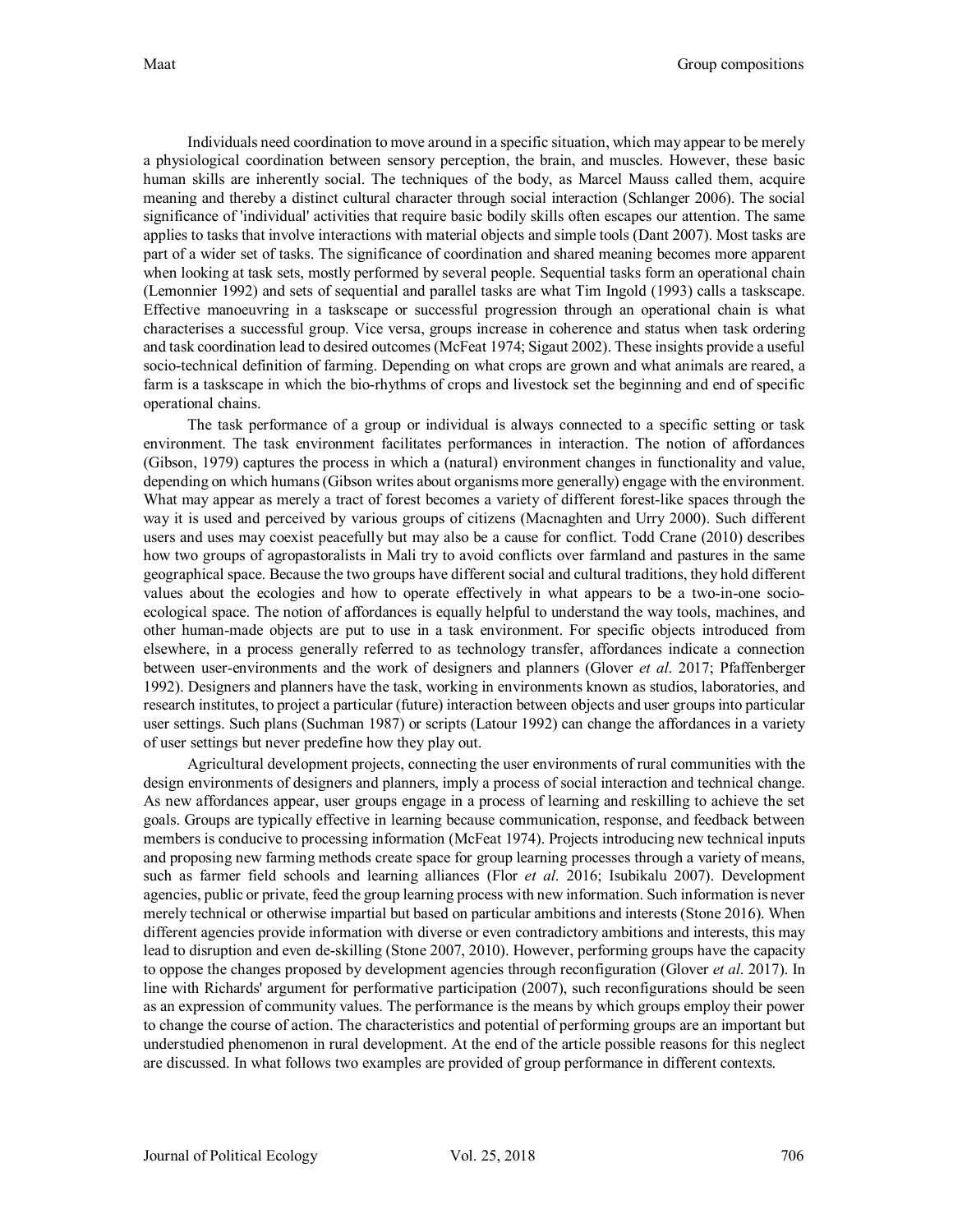Individuals need coordination to move around in a specific situation, which may appear to be merely a physiological coordination between sensory perception, the brain, and muscles. However, these basic human skills are inherently social. The techniques of the body, as Marcel Mauss called them, acquire meaning and thereby a distinct cultural character through social interaction (Schlanger 2006). The social significance of 'individual' activities that require basic bodily skills often escapes our attention. The same applies to tasks that involve interactions with material objects and simple tools (Dant 2007). Most tasks are part of a wider set of tasks. The significance of coordination and shared meaning becomes more apparent when looking at task sets, mostly performed by several people. Sequential tasks form an operational chain (Lemonnier 1992) and sets of sequential and parallel tasks are what Tim Ingold (1993) calls a taskscape. Effective manoeuvring in a taskscape or successful progression through an operational chain is what characterises a successful group. Vice versa, groups increase in coherence and status when task ordering and task coordination lead to desired outcomes (McFeat 1974; Sigaut 2002). These insights provide a useful socio-technical definition of farming. Depending on what crops are grown and what animals are reared, a farm is a taskscape in which the bio-rhythms of crops and livestock set the beginning and end of specific operational chains.

The task performance of a group or individual is always connected to a specific setting or task environment. The task environment facilitates performances in interaction. The notion of affordances (Gibson, 1979) captures the process in which a (natural) environment changes in functionality and value, depending on which humans (Gibson writes about organisms more generally) engage with the environment. What may appear as merely a tract of forest becomes a variety of different forest-like spaces through the way it is used and perceived by various groups of citizens (Macnaghten and Urry 2000). Such different users and uses may coexist peacefully but may also be a cause for conflict. Todd Crane (2010) describes how two groups of agropastoralists in Mali try to avoid conflicts over farmland and pastures in the same geographical space. Because the two groups have different social and cultural traditions, they hold different values about the ecologies and how to operate effectively in what appears to be a two-in-one socio-ecological space. The notion of affordances is equally helpful to understand the way tools, machines, and other human-made objects are put to use in a task environment. For specific objects introduced from elsewhere, in a process generally referred to as technology transfer, affordances indicate a connection between user-environments and the work of designers and planners (Glover *et al*. 2017; Pfaffenberger 1992). Designers and planners have the task, working in environments known as studios, laboratories, and research institutes, to project a particular (future) interaction between objects and user groups into particular user settings. Such plans (Suchman 1987) or scripts (Latour 1992) can change the affordances in a variety of user settings but never predefine how they play out.

Agricultural development projects, connecting the user environments of rural communities with the design environments of designers and planners, imply a process of social interaction and technical change. As new affordances appear, user groups engage in a process of learning and reskilling to achieve the set goals. Groups are typically effective in learning because communication, response, and feedback between members is conducive to processing information (McFeat 1974). Projects introducing new technical inputs and proposing new farming methods create space for group learning processes through a variety of means, such as farmer field schools and learning alliances (Flor *et al*. 2016; Isubikalu 2007). Development agencies, public or private, feed the group learning process with new information. Such information is never merely technical or otherwise impartial but based on particular ambitions and interests (Stone 2016). When different agencies provide information with diverse or even contradictory ambitions and interests, this may lead to disruption and even de-skilling (Stone 2007, 2010). However, performing groups have the capacity to oppose the changes proposed by development agencies through reconfiguration (Glover *et al*. 2017). In line with Richards' argument for performative participation (2007), such reconfigurations should be seen as an expression of community values. The performance is the means by which groups employ their power to change the course of action. The characteristics and potential of performing groups are an important but understudied phenomenon in rural development. At the end of the article possible reasons for this neglect are discussed. In what follows two examples are provided of group performance in different contexts.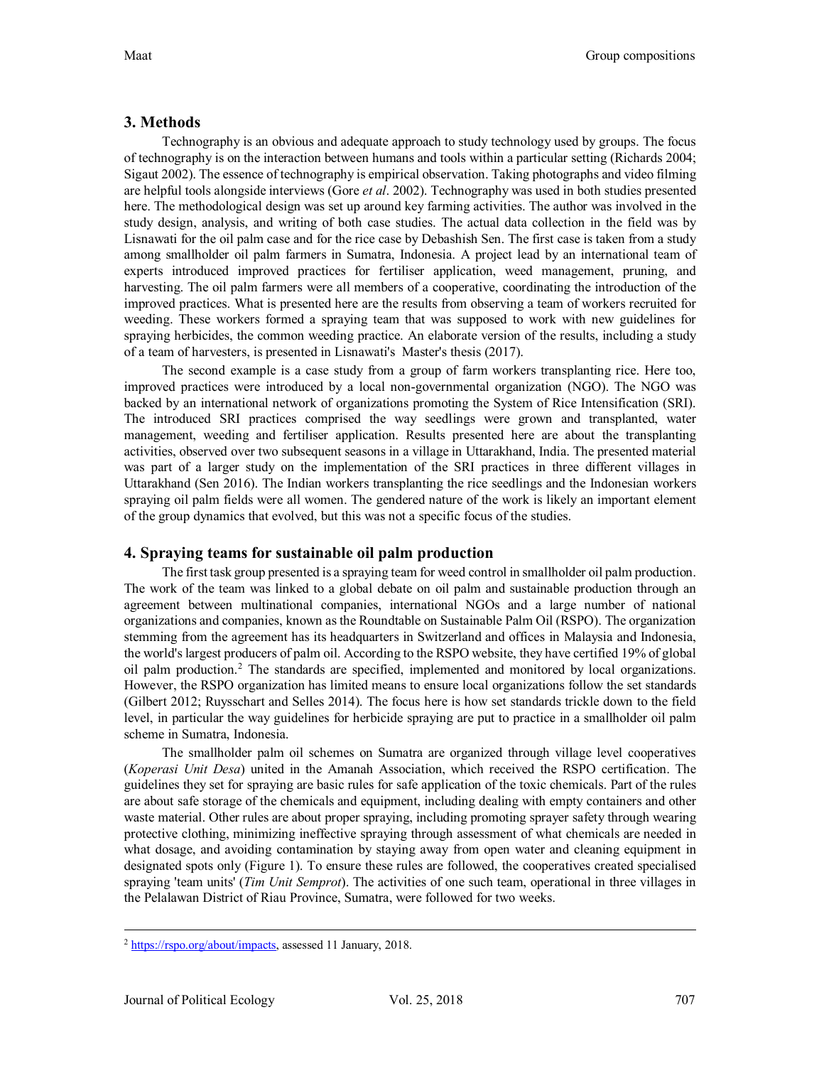## 3. Methods

Technography is an obvious and adequate approach to study technology used by groups. The focus of technography is on the interaction between humans and tools within a particular setting (Richards 2004; Sigaut 2002). The essence of technography is empirical observation. Taking photographs and video filming are helpful tools alongside interviews (Gore *et al*. 2002). Technography was used in both studies presented here. The methodological design was set up around key farming activities. The author was involved in the study design, analysis, and writing of both case studies. The actual data collection in the field was by Lisnawati for the oil palm case and for the rice case by Debashish Sen. The first case is taken from a study among smallholder oil palm farmers in Sumatra, Indonesia. A project lead by an international team of experts introduced improved practices for fertiliser application, weed management, pruning, and harvesting. The oil palm farmers were all members of a cooperative, coordinating the introduction of the improved practices. What is presented here are the results from observing a team of workers recruited for weeding. These workers formed a spraying team that was supposed to work with new guidelines for spraying herbicides, the common weeding practice. An elaborate version of the results, including a study of a team of harvesters, is presented in Lisnawati's Master's thesis (2017).

The second example is a case study from a group of farm workers transplanting rice. Here too, improved practices were introduced by a local non-governmental organization (NGO). The NGO was backed by an international network of organizations promoting the System of Rice Intensification (SRI). The introduced SRI practices comprised the way seedlings were grown and transplanted, water management, weeding and fertiliser application. Results presented here are about the transplanting activities, observed over two subsequent seasons in a village in Uttarakhand, India. The presented material was part of a larger study on the implementation of the SRI practices in three different villages in Uttarakhand (Sen 2016). The Indian workers transplanting the rice seedlings and the Indonesian workers spraying oil palm fields were all women. The gendered nature of the work is likely an important element of the group dynamics that evolved, but this was not a specific focus of the studies.

## 4. Spraying teams for sustainable oil palm production

The first task group presented is a spraying team for weed control in smallholder oil palm production. The work of the team was linked to a global debate on oil palm and sustainable production through an agreement between multinational companies, international NGOs and a large number of national organizations and companies, known as the Roundtable on Sustainable Palm Oil (RSPO). The organization stemming from the agreement has its headquarters in Switzerland and offices in Malaysia and Indonesia, the world's largest producers of palm oil. According to the RSPO website, they have certified 19% of global oil palm production.[2] The standards are specified, implemented and monitored by local organizations. However, the RSPO organization has limited means to ensure local organizations follow the set standards (Gilbert 2012; Ruysschart and Selles 2014). The focus here is how set standards trickle down to the field level, in particular the way guidelines for herbicide spraying are put to practice in a smallholder oil palm scheme in Sumatra, Indonesia.

The smallholder palm oil schemes on Sumatra are organized through village level cooperatives (*Koperasi Unit Desa*) united in the Amanah Association, which received the RSPO certification. The guidelines they set for spraying are basic rules for safe application of the toxic chemicals. Part of the rules are about safe storage of the chemicals and equipment, including dealing with empty containers and other waste material. Other rules are about proper spraying, including promoting sprayer safety through wearing protective clothing, minimizing ineffective spraying through assessment of what chemicals are needed in what dosage, and avoiding contamination by staying away from open water and cleaning equipment in designated spots only (Figure 1). To ensure these rules are followed, the cooperatives created specialised spraying 'team units' (*Tim Unit Semprot*). The activities of one such team, operational in three villages in the Pelalawan District of Riau Province, Sumatra, were followed for two weeks.

---

[2] https://rspo.org/about/impacts, assessed 11 January, 2018.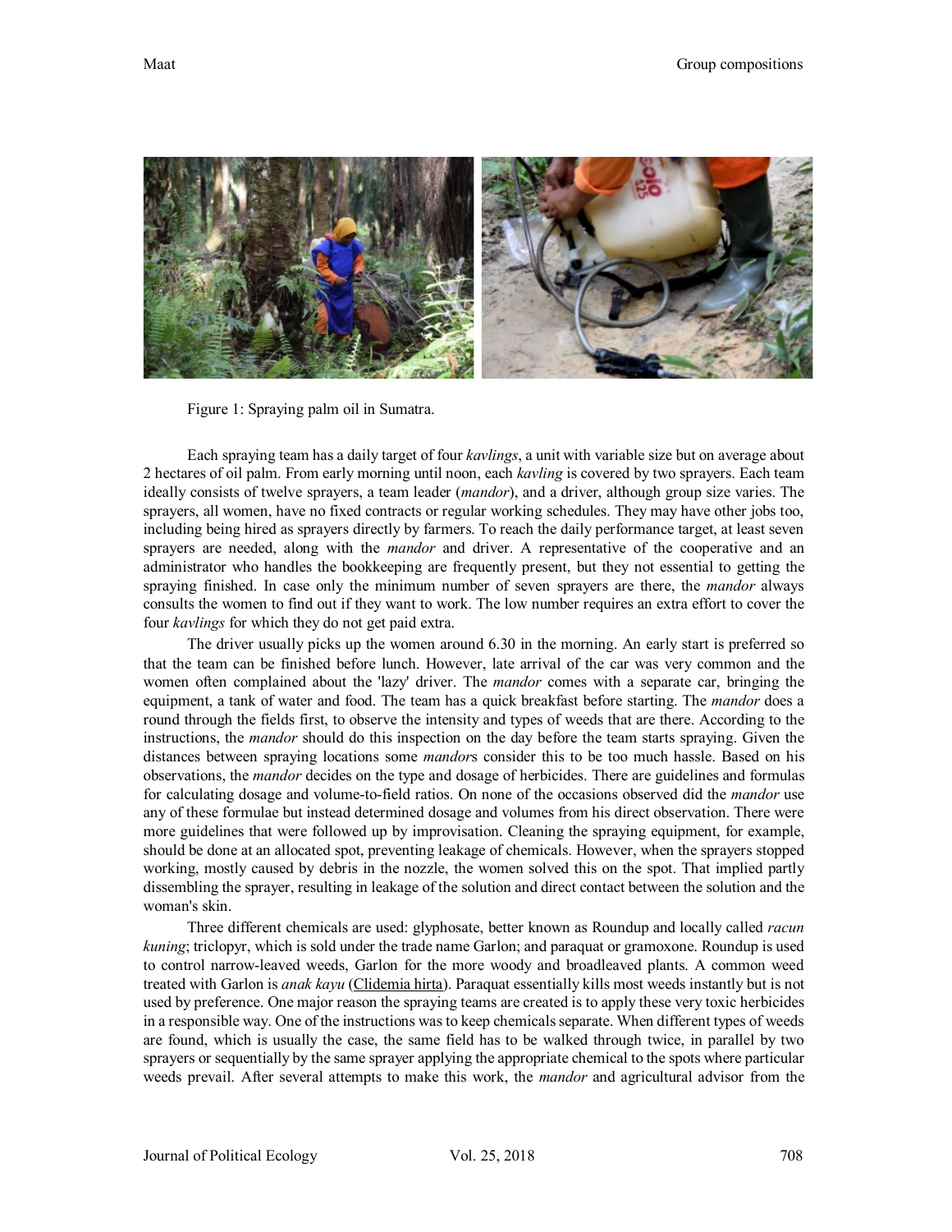Figure 1: Spraying palm oil in Sumatra.

Each spraying team has a daily target of four *kavlings*, a unit with variable size but on average about 2 hectares of oil palm. From early morning until noon, each *kavling* is covered by two sprayers. Each team ideally consists of twelve sprayers, a team leader (*mandor*), and a driver, although group size varies. The sprayers, all women, have no fixed contracts or regular working schedules. They may have other jobs too, including being hired as sprayers directly by farmers. To reach the daily performance target, at least seven sprayers are needed, along with the *mandor* and driver. A representative of the cooperative and an administrator who handles the bookkeeping are frequently present, but they not essential to getting the spraying finished. In case only the minimum number of seven sprayers are there, the *mandor* always consults the women to find out if they want to work. The low number requires an extra effort to cover the four *kavlings* for which they do not get paid extra.

The driver usually picks up the women around 6.30 in the morning. An early start is preferred so that the team can be finished before lunch. However, late arrival of the car was very common and the women often complained about the 'lazy' driver. The *mandor* comes with a separate car, bringing the equipment, a tank of water and food. The team has a quick breakfast before starting. The *mandor* does a round through the fields first, to observe the intensity and types of weeds that are there. According to the instructions, the *mandor* should do this inspection on the day before the team starts spraying. Given the distances between spraying locations some *mandor*s consider this to be too much hassle. Based on his observations, the *mandor* decides on the type and dosage of herbicides. There are guidelines and formulas for calculating dosage and volume-to-field ratios. On none of the occasions observed did the *mandor* use any of these formulae but instead determined dosage and volumes from his direct observation. There were more guidelines that were followed up by improvisation. Cleaning the spraying equipment, for example, should be done at an allocated spot, preventing leakage of chemicals. However, when the sprayers stopped working, mostly caused by debris in the nozzle, the women solved this on the spot. That implied partly dissembling the sprayer, resulting in leakage of the solution and direct contact between the solution and the woman's skin.

Three different chemicals are used: glyphosate, better known as Roundup and locally called *racun kuning*; triclopyr, which is sold under the trade name Garlon; and paraquat or gramoxone. Roundup is used to control narrow-leaved weeds, Garlon for the more woody and broadleaved plants. A common weed treated with Garlon is *anak kayu* (Clidemia hirta). Paraquat essentially kills most weeds instantly but is not used by preference. One major reason the spraying teams are created is to apply these very toxic herbicides in a responsible way. One of the instructions was to keep chemicals separate. When different types of weeds are found, which is usually the case, the same field has to be walked through twice, in parallel by two sprayers or sequentially by the same sprayer applying the appropriate chemical to the spots where particular weeds prevail. After several attempts to make this work, the *mandor* and agricultural advisor from the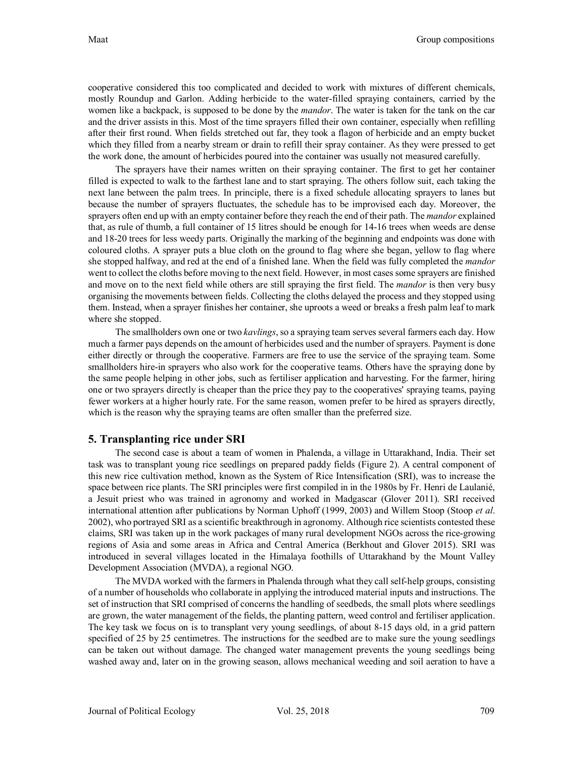cooperative considered this too complicated and decided to work with mixtures of different chemicals, mostly Roundup and Garlon. Adding herbicide to the water-filled spraying containers, carried by the women like a backpack, is supposed to be done by the *mandor*. The water is taken for the tank on the car and the driver assists in this. Most of the time sprayers filled their own container, especially when refilling after their first round. When fields stretched out far, they took a flagon of herbicide and an empty bucket which they filled from a nearby stream or drain to refill their spray container. As they were pressed to get the work done, the amount of herbicides poured into the container was usually not measured carefully.

The sprayers have their names written on their spraying container. The first to get her container filled is expected to walk to the farthest lane and to start spraying. The others follow suit, each taking the next lane between the palm trees. In principle, there is a fixed schedule allocating sprayers to lanes but because the number of sprayers fluctuates, the schedule has to be improvised each day. Moreover, the sprayers often end up with an empty container before they reach the end of their path. The *mandor* explained that, as rule of thumb, a full container of 15 litres should be enough for 14-16 trees when weeds are dense and 18-20 trees for less weedy parts. Originally the marking of the beginning and endpoints was done with coloured cloths. A sprayer puts a blue cloth on the ground to flag where she began, yellow to flag where she stopped halfway, and red at the end of a finished lane. When the field was fully completed the *mandor* went to collect the cloths before moving to the next field. However, in most cases some sprayers are finished and move on to the next field while others are still spraying the first field. The *mandor* is then very busy organising the movements between fields. Collecting the cloths delayed the process and they stopped using them. Instead, when a sprayer finishes her container, she uproots a weed or breaks a fresh palm leaf to mark where she stopped.

The smallholders own one or two *kavlings*, so a spraying team serves several farmers each day. How much a farmer pays depends on the amount of herbicides used and the number of sprayers. Payment is done either directly or through the cooperative. Farmers are free to use the service of the spraying team. Some smallholders hire-in sprayers who also work for the cooperative teams. Others have the spraying done by the same people helping in other jobs, such as fertiliser application and harvesting. For the farmer, hiring one or two sprayers directly is cheaper than the price they pay to the cooperatives' spraying teams, paying fewer workers at a higher hourly rate. For the same reason, women prefer to be hired as sprayers directly, which is the reason why the spraying teams are often smaller than the preferred size.

## 5. Transplanting rice under SRI

The second case is about a team of women in Phalenda, a village in Uttarakhand, India. Their set task was to transplant young rice seedlings on prepared paddy fields (Figure 2). A central component of this new rice cultivation method, known as the System of Rice Intensification (SRI), was to increase the space between rice plants. The SRI principles were first compiled in in the 1980s by Fr. Henri de Laulanié, a Jesuit priest who was trained in agronomy and worked in Madgascar (Glover 2011). SRI received international attention after publications by Norman Uphoff (1999, 2003) and Willem Stoop (Stoop *et al*. 2002), who portrayed SRI as a scientific breakthrough in agronomy. Although rice scientists contested these claims, SRI was taken up in the work packages of many rural development NGOs across the rice-growing regions of Asia and some areas in Africa and Central America (Berkhout and Glover 2015). SRI was introduced in several villages located in the Himalaya foothills of Uttarakhand by the Mount Valley Development Association (MVDA), a regional NGO.

The MVDA worked with the farmers in Phalenda through what they call self-help groups, consisting of a number of households who collaborate in applying the introduced material inputs and instructions. The set of instruction that SRI comprised of concerns the handling of seedbeds, the small plots where seedlings are grown, the water management of the fields, the planting pattern, weed control and fertiliser application. The key task we focus on is to transplant very young seedlings, of about 8-15 days old, in a grid pattern specified of 25 by 25 centimetres. The instructions for the seedbed are to make sure the young seedlings can be taken out without damage. The changed water management prevents the young seedlings being washed away and, later on in the growing season, allows mechanical weeding and soil aeration to have a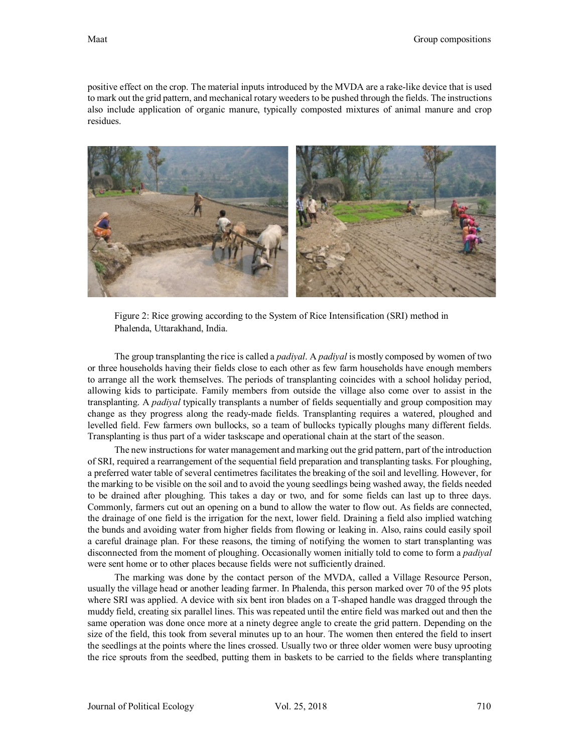positive effect on the crop. The material inputs introduced by the MVDA are a rake-like device that is used to mark out the grid pattern, and mechanical rotary weeders to be pushed through the fields. The instructions also include application of organic manure, typically composted mixtures of animal manure and crop residues.

Figure 2: Rice growing according to the System of Rice Intensification (SRI) method in Phalenda, Uttarakhand, India.

The group transplanting the rice is called a *padiyal*. A *padiyal* is mostly composed by women of two or three households having their fields close to each other as few farm households have enough members to arrange all the work themselves. The periods of transplanting coincides with a school holiday period, allowing kids to participate. Family members from outside the village also come over to assist in the transplanting. A *padiyal* typically transplants a number of fields sequentially and group composition may change as they progress along the ready-made fields. Transplanting requires a watered, ploughed and levelled field. Few farmers own bullocks, so a team of bullocks typically ploughs many different fields. Transplanting is thus part of a wider taskscape and operational chain at the start of the season.

The new instructions for water management and marking out the grid pattern, part of the introduction of SRI, required a rearrangement of the sequential field preparation and transplanting tasks. For ploughing, a preferred water table of several centimetres facilitates the breaking of the soil and levelling. However, for the marking to be visible on the soil and to avoid the young seedlings being washed away, the fields needed to be drained after ploughing. This takes a day or two, and for some fields can last up to three days. Commonly, farmers cut out an opening on a bund to allow the water to flow out. As fields are connected, the drainage of one field is the irrigation for the next, lower field. Draining a field also implied watching the bunds and avoiding water from higher fields from flowing or leaking in. Also, rains could easily spoil a careful drainage plan. For these reasons, the timing of notifying the women to start transplanting was disconnected from the moment of ploughing. Occasionally women initially told to come to form a *padiyal* were sent home or to other places because fields were not sufficiently drained.

The marking was done by the contact person of the MVDA, called a Village Resource Person, usually the village head or another leading farmer. In Phalenda, this person marked over 70 of the 95 plots where SRI was applied. A device with six bent iron blades on a T-shaped handle was dragged through the muddy field, creating six parallel lines. This was repeated until the entire field was marked out and then the same operation was done once more at a ninety degree angle to create the grid pattern. Depending on the size of the field, this took from several minutes up to an hour. The women then entered the field to insert the seedlings at the points where the lines crossed. Usually two or three older women were busy uprooting the rice sprouts from the seedbed, putting them in baskets to be carried to the fields where transplanting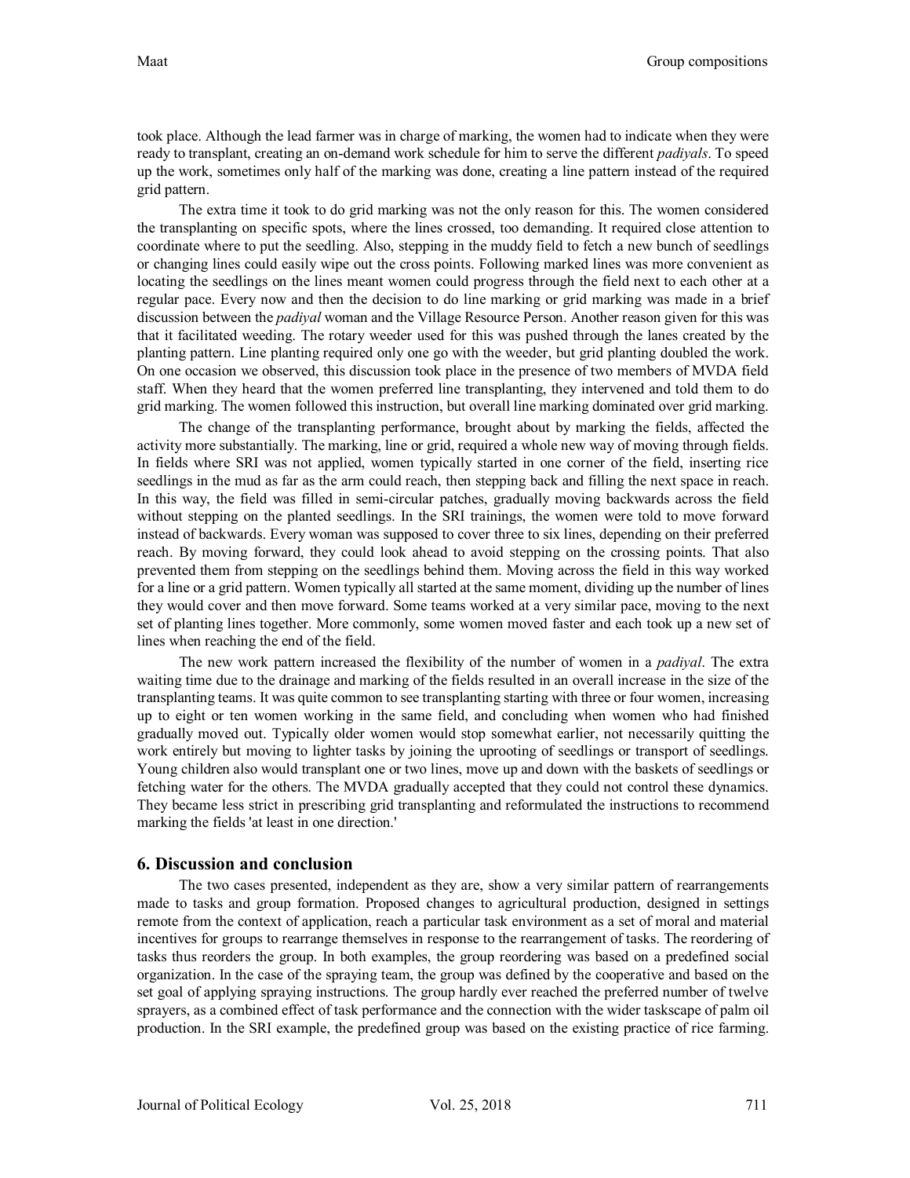took place. Although the lead farmer was in charge of marking, the women had to indicate when they were ready to transplant, creating an on-demand work schedule for him to serve the different *padiyals*. To speed up the work, sometimes only half of the marking was done, creating a line pattern instead of the required grid pattern.

The extra time it took to do grid marking was not the only reason for this. The women considered the transplanting on specific spots, where the lines crossed, too demanding. It required close attention to coordinate where to put the seedling. Also, stepping in the muddy field to fetch a new bunch of seedlings or changing lines could easily wipe out the cross points. Following marked lines was more convenient as locating the seedlings on the lines meant women could progress through the field next to each other at a regular pace. Every now and then the decision to do line marking or grid marking was made in a brief discussion between the *padiyal* woman and the Village Resource Person. Another reason given for this was that it facilitated weeding. The rotary weeder used for this was pushed through the lanes created by the planting pattern. Line planting required only one go with the weeder, but grid planting doubled the work. On one occasion we observed, this discussion took place in the presence of two members of MVDA field staff. When they heard that the women preferred line transplanting, they intervened and told them to do grid marking. The women followed this instruction, but overall line marking dominated over grid marking.

The change of the transplanting performance, brought about by marking the fields, affected the activity more substantially. The marking, line or grid, required a whole new way of moving through fields. In fields where SRI was not applied, women typically started in one corner of the field, inserting rice seedlings in the mud as far as the arm could reach, then stepping back and filling the next space in reach. In this way, the field was filled in semi-circular patches, gradually moving backwards across the field without stepping on the planted seedlings. In the SRI trainings, the women were told to move forward instead of backwards. Every woman was supposed to cover three to six lines, depending on their preferred reach. By moving forward, they could look ahead to avoid stepping on the crossing points. That also prevented them from stepping on the seedlings behind them. Moving across the field in this way worked for a line or a grid pattern. Women typically all started at the same moment, dividing up the number of lines they would cover and then move forward. Some teams worked at a very similar pace, moving to the next set of planting lines together. More commonly, some women moved faster and each took up a new set of lines when reaching the end of the field.

The new work pattern increased the flexibility of the number of women in a *padiyal*. The extra waiting time due to the drainage and marking of the fields resulted in an overall increase in the size of the transplanting teams. It was quite common to see transplanting starting with three or four women, increasing up to eight or ten women working in the same field, and concluding when women who had finished gradually moved out. Typically older women would stop somewhat earlier, not necessarily quitting the work entirely but moving to lighter tasks by joining the uprooting of seedlings or transport of seedlings. Young children also would transplant one or two lines, move up and down with the baskets of seedlings or fetching water for the others. The MVDA gradually accepted that they could not control these dynamics. They became less strict in prescribing grid transplanting and reformulated the instructions to recommend marking the fields 'at least in one direction.'

## 6. Discussion and conclusion

The two cases presented, independent as they are, show a very similar pattern of rearrangements made to tasks and group formation. Proposed changes to agricultural production, designed in settings remote from the context of application, reach a particular task environment as a set of moral and material incentives for groups to rearrange themselves in response to the rearrangement of tasks. The reordering of tasks thus reorders the group. In both examples, the group reordering was based on a predefined social organization. In the case of the spraying team, the group was defined by the cooperative and based on the set goal of applying spraying instructions. The group hardly ever reached the preferred number of twelve sprayers, as a combined effect of task performance and the connection with the wider taskscape of palm oil production. In the SRI example, the predefined group was based on the existing practice of rice farming.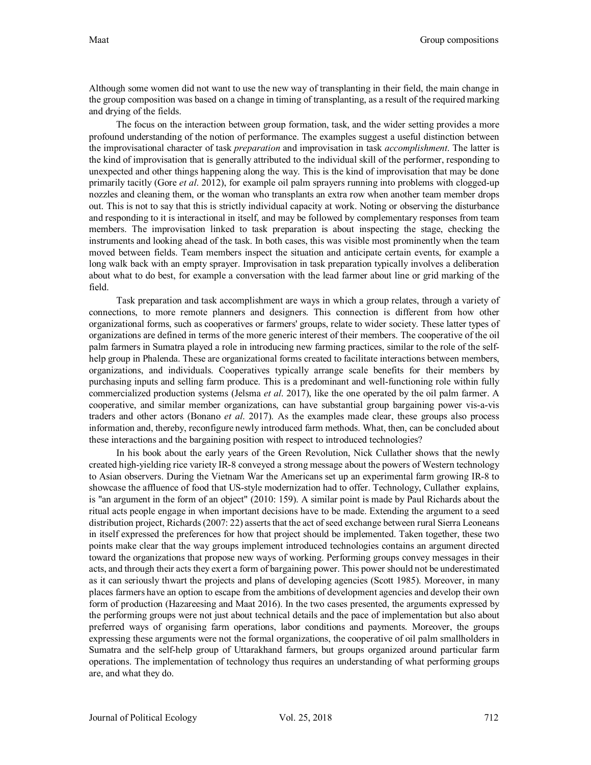Although some women did not want to use the new way of transplanting in their field, the main change in the group composition was based on a change in timing of transplanting, as a result of the required marking and drying of the fields.

The focus on the interaction between group formation, task, and the wider setting provides a more profound understanding of the notion of performance. The examples suggest a useful distinction between the improvisational character of task *preparation* and improvisation in task *accomplishment*. The latter is the kind of improvisation that is generally attributed to the individual skill of the performer, responding to unexpected and other things happening along the way. This is the kind of improvisation that may be done primarily tacitly (Gore *et al*. 2012), for example oil palm sprayers running into problems with clogged-up nozzles and cleaning them, or the woman who transplants an extra row when another team member drops out. This is not to say that this is strictly individual capacity at work. Noting or observing the disturbance and responding to it is interactional in itself, and may be followed by complementary responses from team members. The improvisation linked to task preparation is about inspecting the stage, checking the instruments and looking ahead of the task. In both cases, this was visible most prominently when the team moved between fields. Team members inspect the situation and anticipate certain events, for example a long walk back with an empty sprayer. Improvisation in task preparation typically involves a deliberation about what to do best, for example a conversation with the lead farmer about line or grid marking of the field.

Task preparation and task accomplishment are ways in which a group relates, through a variety of connections, to more remote planners and designers. This connection is different from how other organizational forms, such as cooperatives or farmers' groups, relate to wider society. These latter types of organizations are defined in terms of the more generic interest of their members. The cooperative of the oil palm farmers in Sumatra played a role in introducing new farming practices, similar to the role of the self-help group in Phalenda. These are organizational forms created to facilitate interactions between members, organizations, and individuals. Cooperatives typically arrange scale benefits for their members by purchasing inputs and selling farm produce. This is a predominant and well-functioning role within fully commercialized production systems (Jelsma *et al*. 2017), like the one operated by the oil palm farmer. A cooperative, and similar member organizations, can have substantial group bargaining power vis-a-vis traders and other actors (Bonano *et al*. 2017). As the examples made clear, these groups also process information and, thereby, reconfigure newly introduced farm methods. What, then, can be concluded about these interactions and the bargaining position with respect to introduced technologies?

In his book about the early years of the Green Revolution, Nick Cullather shows that the newly created high-yielding rice variety IR-8 conveyed a strong message about the powers of Western technology to Asian observers. During the Vietnam War the Americans set up an experimental farm growing IR-8 to showcase the affluence of food that US-style modernization had to offer. Technology, Cullather explains, is "an argument in the form of an object" (2010: 159). A similar point is made by Paul Richards about the ritual acts people engage in when important decisions have to be made. Extending the argument to a seed distribution project, Richards (2007: 22) asserts that the act of seed exchange between rural Sierra Leoneans in itself expressed the preferences for how that project should be implemented. Taken together, these two points make clear that the way groups implement introduced technologies contains an argument directed toward the organizations that propose new ways of working. Performing groups convey messages in their acts, and through their acts they exert a form of bargaining power. This power should not be underestimated as it can seriously thwart the projects and plans of developing agencies (Scott 1985). Moreover, in many places farmers have an option to escape from the ambitions of development agencies and develop their own form of production (Hazareesing and Maat 2016). In the two cases presented, the arguments expressed by the performing groups were not just about technical details and the pace of implementation but also about preferred ways of organising farm operations, labor conditions and payments. Moreover, the groups expressing these arguments were not the formal organizations, the cooperative of oil palm smallholders in Sumatra and the self-help group of Uttarakhand farmers, but groups organized around particular farm operations. The implementation of technology thus requires an understanding of what performing groups are, and what they do.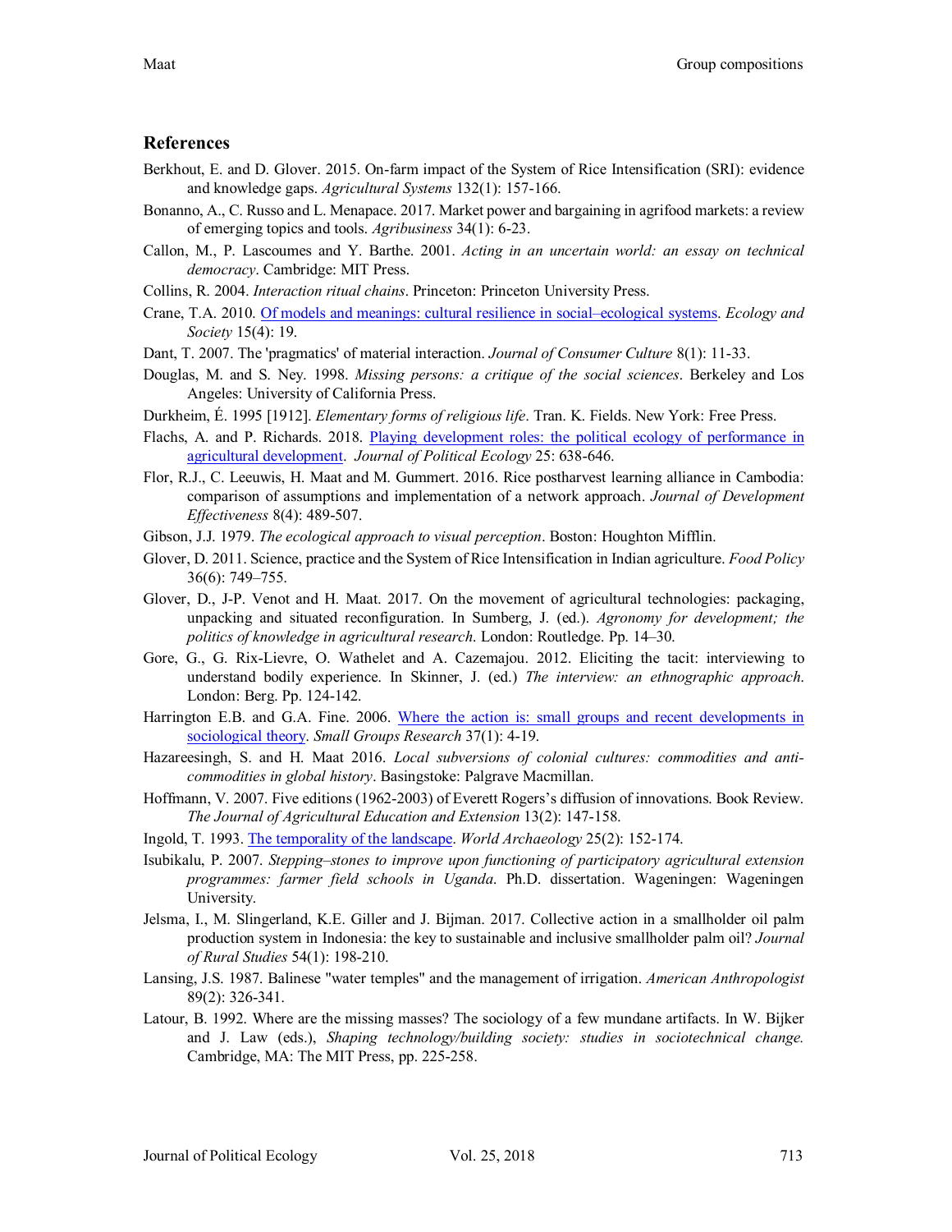## References

Berkhout, E. and D. Glover. 2015. On-farm impact of the System of Rice Intensification (SRI): evidence and knowledge gaps. *Agricultural Systems* 132(1): 157-166.

Bonanno, A., C. Russo and L. Menapace. 2017. Market power and bargaining in agrifood markets: a review of emerging topics and tools. *Agribusiness* 34(1): 6-23.

Callon, M., P. Lascoumes and Y. Barthe. 2001. *Acting in an uncertain world: an essay on technical democracy*. Cambridge: MIT Press.

Collins, R. 2004. *Interaction ritual chains*. Princeton: Princeton University Press.

Crane, T.A. 2010. [Of models and meanings: cultural resilience in social–ecological systems](). *Ecology and Society* 15(4): 19.

Dant, T. 2007. The 'pragmatics' of material interaction. *Journal of Consumer Culture* 8(1): 11-33.

Douglas, M. and S. Ney. 1998. *Missing persons: a critique of the social sciences*. Berkeley and Los Angeles: University of California Press.

Durkheim, É. 1995 [1912]. *Elementary forms of religious life*. Tran. K. Fields. New York: Free Press.

Flachs, A. and P. Richards. 2018. [Playing development roles: the political ecology of performance in agricultural development](). *Journal of Political Ecology* 25: 638-646.

Flor, R.J., C. Leeuwis, H. Maat and M. Gummert. 2016. Rice postharvest learning alliance in Cambodia: comparison of assumptions and implementation of a network approach. *Journal of Development Effectiveness* 8(4): 489-507.

Gibson, J.J. 1979. *The ecological approach to visual perception*. Boston: Houghton Mifflin.

Glover, D. 2011. Science, practice and the System of Rice Intensification in Indian agriculture. *Food Policy* 36(6): 749–755.

Glover, D., J-P. Venot and H. Maat. 2017. On the movement of agricultural technologies: packaging, unpacking and situated reconfiguration. In Sumberg, J. (ed.). *Agronomy for development; the politics of knowledge in agricultural research*. London: Routledge. Pp. 14–30.

Gore, G., G. Rix-Lievre, O. Wathelet and A. Cazemajou. 2012. Eliciting the tacit: interviewing to understand bodily experience. In Skinner, J. (ed.) *The interview: an ethnographic approach*. London: Berg. Pp. 124-142.

Harrington E.B. and G.A. Fine. 2006. [Where the action is: small groups and recent developments in sociological theory](). *Small Groups Research* 37(1): 4-19.

Hazareesingh, S. and H. Maat 2016. *Local subversions of colonial cultures: commodities and anti-commodities in global history*. Basingstoke: Palgrave Macmillan.

Hoffmann, V. 2007. Five editions (1962-2003) of Everett Rogers's diffusion of innovations. Book Review. *The Journal of Agricultural Education and Extension* 13(2): 147-158.

Ingold, T. 1993. [The temporality of the landscape](). *World Archaeology* 25(2): 152-174.

Isubikalu, P. 2007. *Stepping–stones to improve upon functioning of participatory agricultural extension programmes: farmer field schools in Uganda*. Ph.D. dissertation. Wageningen: Wageningen University.

Jelsma, I., M. Slingerland, K.E. Giller and J. Bijman. 2017. Collective action in a smallholder oil palm production system in Indonesia: the key to sustainable and inclusive smallholder palm oil? *Journal of Rural Studies* 54(1): 198-210.

Lansing, J.S. 1987. Balinese "water temples" and the management of irrigation. *American Anthropologist* 89(2): 326-341.

Latour, B. 1992. Where are the missing masses? The sociology of a few mundane artifacts. In W. Bijker and J. Law (eds.), *Shaping technology/building society: studies in sociotechnical change.* Cambridge, MA: The MIT Press, pp. 225-258.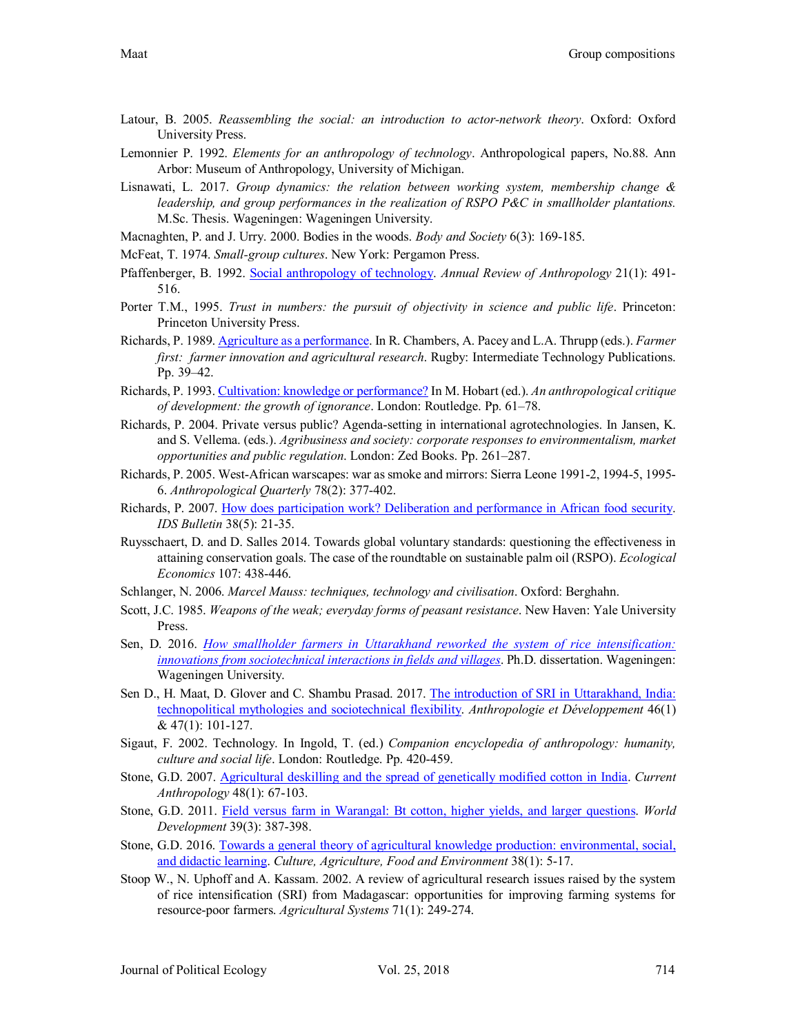Latour, B. 2005. *Reassembling the social: an introduction to actor-network theory*. Oxford: Oxford University Press.

Lemonnier P. 1992. *Elements for an anthropology of technology*. Anthropological papers, No.88. Ann Arbor: Museum of Anthropology, University of Michigan.

Lisnawati, L. 2017. *Group dynamics: the relation between working system, membership change & leadership, and group performances in the realization of RSPO P&C in smallholder plantations.* M.Sc. Thesis. Wageningen: Wageningen University.

Macnaghten, P. and J. Urry. 2000. Bodies in the woods. *Body and Society* 6(3): 169-185.

McFeat, T. 1974. *Small-group cultures*. New York: Pergamon Press.

Pfaffenberger, B. 1992. Social anthropology of technology. *Annual Review of Anthropology* 21(1): 491-516.

Porter T.M., 1995. *Trust in numbers: the pursuit of objectivity in science and public life*. Princeton: Princeton University Press.

Richards, P. 1989. Agriculture as a performance. In R. Chambers, A. Pacey and L.A. Thrupp (eds.). *Farmer first: farmer innovation and agricultural research*. Rugby: Intermediate Technology Publications. Pp. 39–42.

Richards, P. 1993. Cultivation: knowledge or performance? In M. Hobart (ed.). *An anthropological critique of development: the growth of ignorance*. London: Routledge. Pp. 61–78.

Richards, P. 2004. Private versus public? Agenda-setting in international agrotechnologies. In Jansen, K. and S. Vellema. (eds.). *Agribusiness and society: corporate responses to environmentalism, market opportunities and public regulation.* London: Zed Books. Pp. 261–287.

Richards, P. 2005. West-African warscapes: war as smoke and mirrors: Sierra Leone 1991-2, 1994-5, 1995-6. *Anthropological Quarterly* 78(2): 377-402.

Richards, P. 2007. How does participation work? Deliberation and performance in African food security. *IDS Bulletin* 38(5): 21-35.

Ruysschaert, D. and D. Salles 2014. Towards global voluntary standards: questioning the effectiveness in attaining conservation goals. The case of the roundtable on sustainable palm oil (RSPO). *Ecological Economics* 107: 438-446.

Schlanger, N. 2006. *Marcel Mauss: techniques, technology and civilisation*. Oxford: Berghahn.

Scott, J.C. 1985. *Weapons of the weak; everyday forms of peasant resistance*. New Haven: Yale University Press.

Sen, D. 2016. *How smallholder farmers in Uttarakhand reworked the system of rice intensification: innovations from sociotechnical interactions in fields and villages*. Ph.D. dissertation. Wageningen: Wageningen University.

Sen D., H. Maat, D. Glover and C. Shambu Prasad. 2017. The introduction of SRI in Uttarakhand, India: technopolitical mythologies and sociotechnical flexibility. *Anthropologie et Développement* 46(1) & 47(1): 101-127.

Sigaut, F. 2002. Technology. In Ingold, T. (ed.) *Companion encyclopedia of anthropology: humanity, culture and social life*. London: Routledge. Pp. 420-459.

Stone, G.D. 2007. Agricultural deskilling and the spread of genetically modified cotton in India. *Current Anthropology* 48(1): 67-103.

Stone, G.D. 2011. Field versus farm in Warangal: Bt cotton, higher yields, and larger questions. *World Development* 39(3): 387-398.

Stone, G.D. 2016. Towards a general theory of agricultural knowledge production: environmental, social, and didactic learning. *Culture, Agriculture, Food and Environment* 38(1): 5-17.

Stoop W., N. Uphoff and A. Kassam. 2002. A review of agricultural research issues raised by the system of rice intensification (SRI) from Madagascar: opportunities for improving farming systems for resource-poor farmers. *Agricultural Systems* 71(1): 249-274.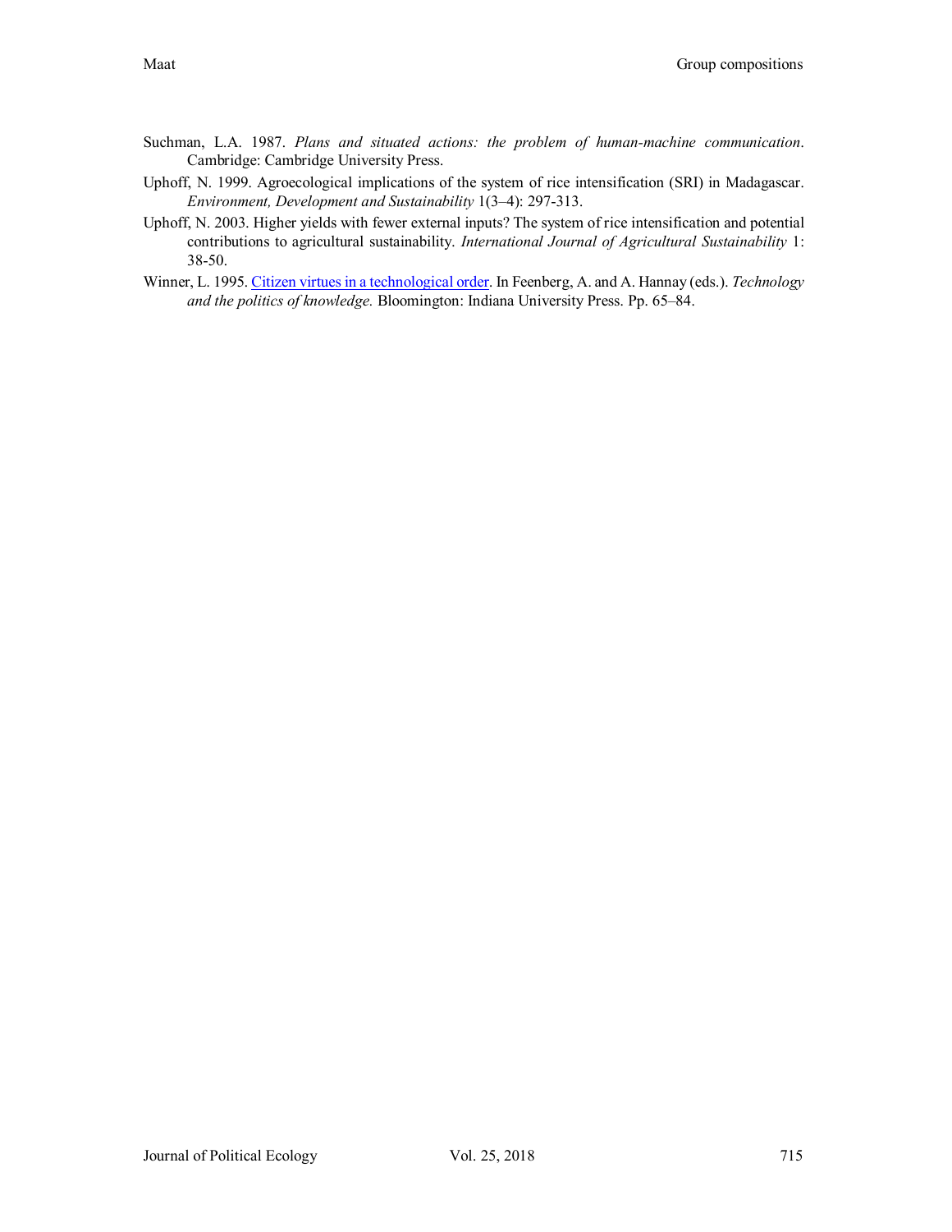Suchman, L.A. 1987. *Plans and situated actions: the problem of human-machine communication*. Cambridge: Cambridge University Press.

Uphoff, N. 1999. Agroecological implications of the system of rice intensification (SRI) in Madagascar. *Environment, Development and Sustainability* 1(3–4): 297-313.

Uphoff, N. 2003. Higher yields with fewer external inputs? The system of rice intensification and potential contributions to agricultural sustainability. *International Journal of Agricultural Sustainability* 1: 38-50.

Winner, L. 1995. Citizen virtues in a technological order. In Feenberg, A. and A. Hannay (eds.). *Technology and the politics of knowledge.* Bloomington: Indiana University Press. Pp. 65–84.